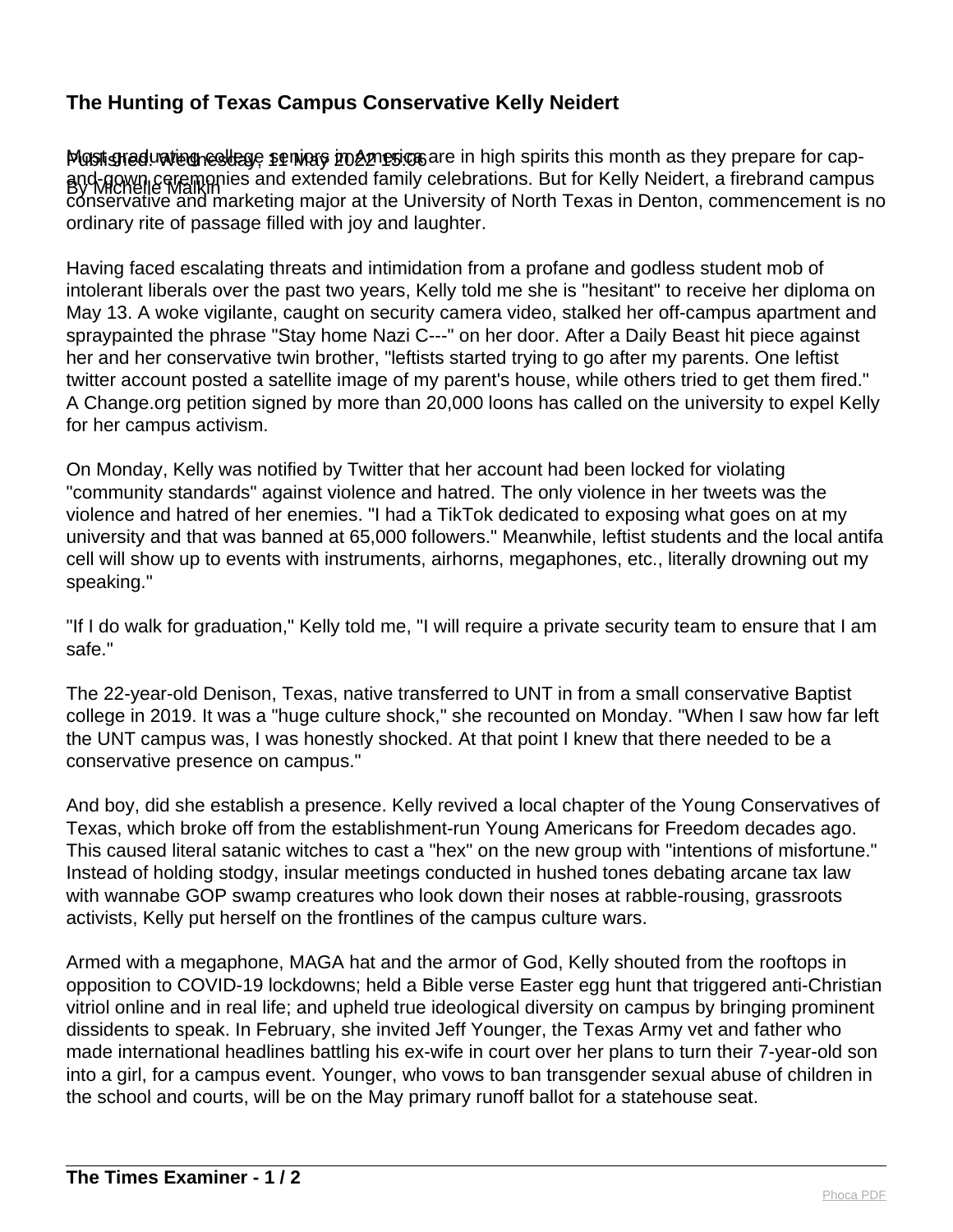# The Hunting of Texas Campus Conservative Kelly Neidert

Published: Wednesday, 11 May 2022 15:06

By Michelle Malkin

Most graduating college seniors in America are in high spirits this month as they prepare for cap-and-gown ceremonies and extended family celebrations. But for Kelly Neidert, a firebrand campus conservative and marketing major at the University of North Texas in Denton, commencement is no ordinary rite of passage filled with joy and laughter.

Having faced escalating threats and intimidation from a profane and godless student mob of intolerant liberals over the past two years, Kelly told me she is "hesitant" to receive her diploma on May 13. A woke vigilante, caught on security camera video, stalked her off-campus apartment and spraypainted the phrase "Stay home Nazi C---" on her door. After a Daily Beast hit piece against her and her conservative twin brother, "leftists started trying to go after my parents. One leftist twitter account posted a satellite image of my parent's house, while others tried to get them fired." A Change.org petition signed by more than 20,000 loons has called on the university to expel Kelly for her campus activism.

On Monday, Kelly was notified by Twitter that her account had been locked for violating "community standards" against violence and hatred. The only violence in her tweets was the violence and hatred of her enemies. "I had a TikTok dedicated to exposing what goes on at my university and that was banned at 65,000 followers." Meanwhile, leftist students and the local antifa cell will show up to events with instruments, airhorns, megaphones, etc., literally drowning out my speaking."

"If I do walk for graduation," Kelly told me, "I will require a private security team to ensure that I am safe."

The 22-year-old Denison, Texas, native transferred to UNT in from a small conservative Baptist college in 2019. It was a "huge culture shock," she recounted on Monday. "When I saw how far left the UNT campus was, I was honestly shocked. At that point I knew that there needed to be a conservative presence on campus."

And boy, did she establish a presence. Kelly revived a local chapter of the Young Conservatives of Texas, which broke off from the establishment-run Young Americans for Freedom decades ago. This caused literal satanic witches to cast a "hex" on the new group with "intentions of misfortune." Instead of holding stodgy, insular meetings conducted in hushed tones debating arcane tax law with wannabe GOP swamp creatures who look down their noses at rabble-rousing, grassroots activists, Kelly put herself on the frontlines of the campus culture wars.

Armed with a megaphone, MAGA hat and the armor of God, Kelly shouted from the rooftops in opposition to COVID-19 lockdowns; held a Bible verse Easter egg hunt that triggered anti-Christian vitriol online and in real life; and upheld true ideological diversity on campus by bringing prominent dissidents to speak. In February, she invited Jeff Younger, the Texas Army vet and father who made international headlines battling his ex-wife in court over her plans to turn their 7-year-old son into a girl, for a campus event. Younger, who vows to ban transgender sexual abuse of children in the school and courts, will be on the May primary runoff ballot for a statehouse seat.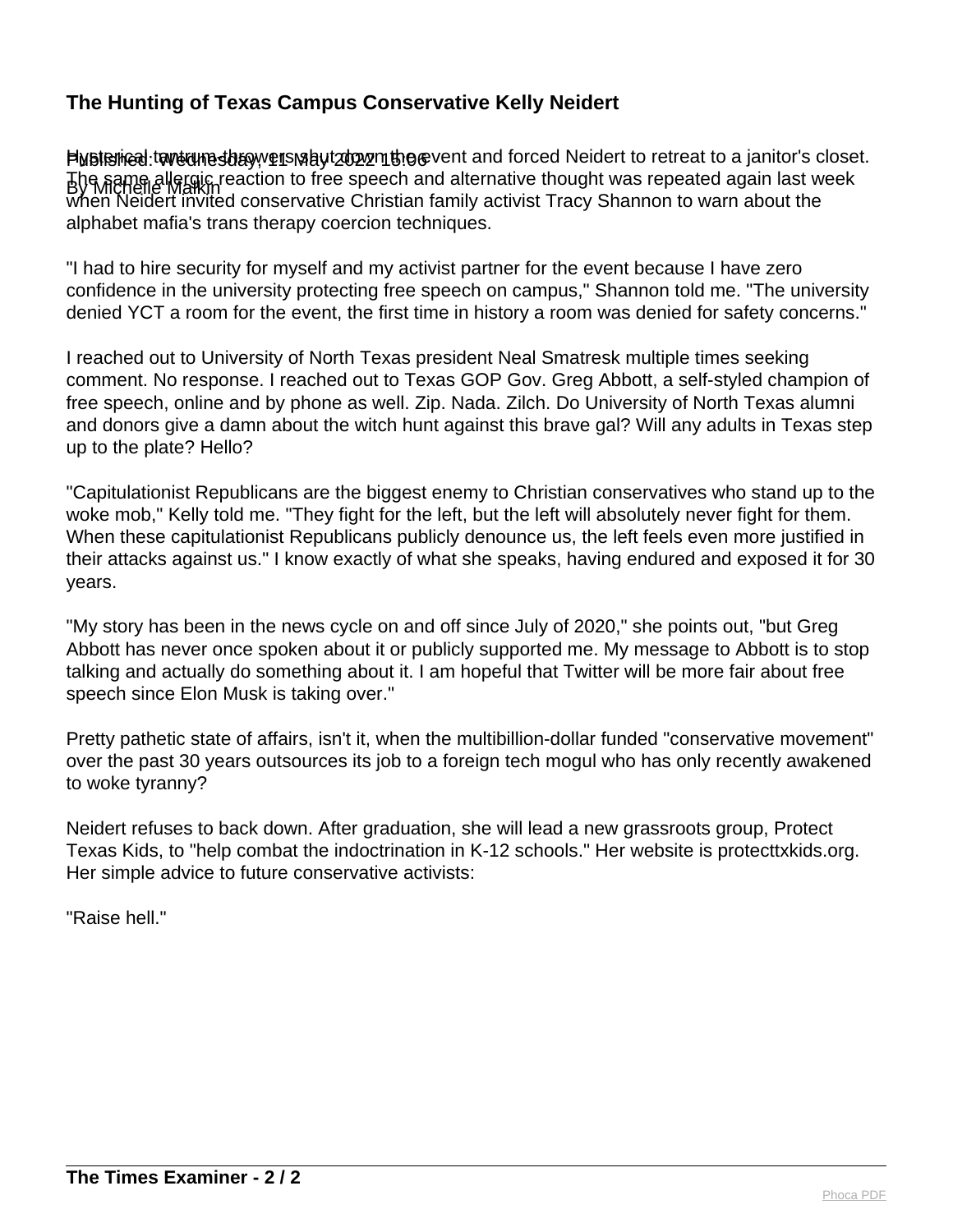## The Hunting of Texas Campus Conservative Kelly Neidert

Published: Wednesday, 11 May 2022 15:06
By Michelle Malkin

Hysterical tantrum-throwers shut down the event and forced Neidert to retreat to a janitor's closet. The same allergic reaction to free speech and alternative thought was repeated again last week when Neidert invited conservative Christian family activist Tracy Shannon to warn about the alphabet mafia's trans therapy coercion techniques.

"I had to hire security for myself and my activist partner for the event because I have zero confidence in the university protecting free speech on campus," Shannon told me. "The university denied YCT a room for the event, the first time in history a room was denied for safety concerns."

I reached out to University of North Texas president Neal Smatresk multiple times seeking comment. No response. I reached out to Texas GOP Gov. Greg Abbott, a self-styled champion of free speech, online and by phone as well. Zip. Nada. Zilch. Do University of North Texas alumni and donors give a damn about the witch hunt against this brave gal? Will any adults in Texas step up to the plate? Hello?

"Capitulationist Republicans are the biggest enemy to Christian conservatives who stand up to the woke mob," Kelly told me. "They fight for the left, but the left will absolutely never fight for them. When these capitulationist Republicans publicly denounce us, the left feels even more justified in their attacks against us." I know exactly of what she speaks, having endured and exposed it for 30 years.

"My story has been in the news cycle on and off since July of 2020," she points out, "but Greg Abbott has never once spoken about it or publicly supported me. My message to Abbott is to stop talking and actually do something about it. I am hopeful that Twitter will be more fair about free speech since Elon Musk is taking over."

Pretty pathetic state of affairs, isn't it, when the multibillion-dollar funded "conservative movement" over the past 30 years outsources its job to a foreign tech mogul who has only recently awakened to woke tyranny?

Neidert refuses to back down. After graduation, she will lead a new grassroots group, Protect Texas Kids, to "help combat the indoctrination in K-12 schools." Her website is protecttxkids.org. Her simple advice to future conservative activists:

"Raise hell."